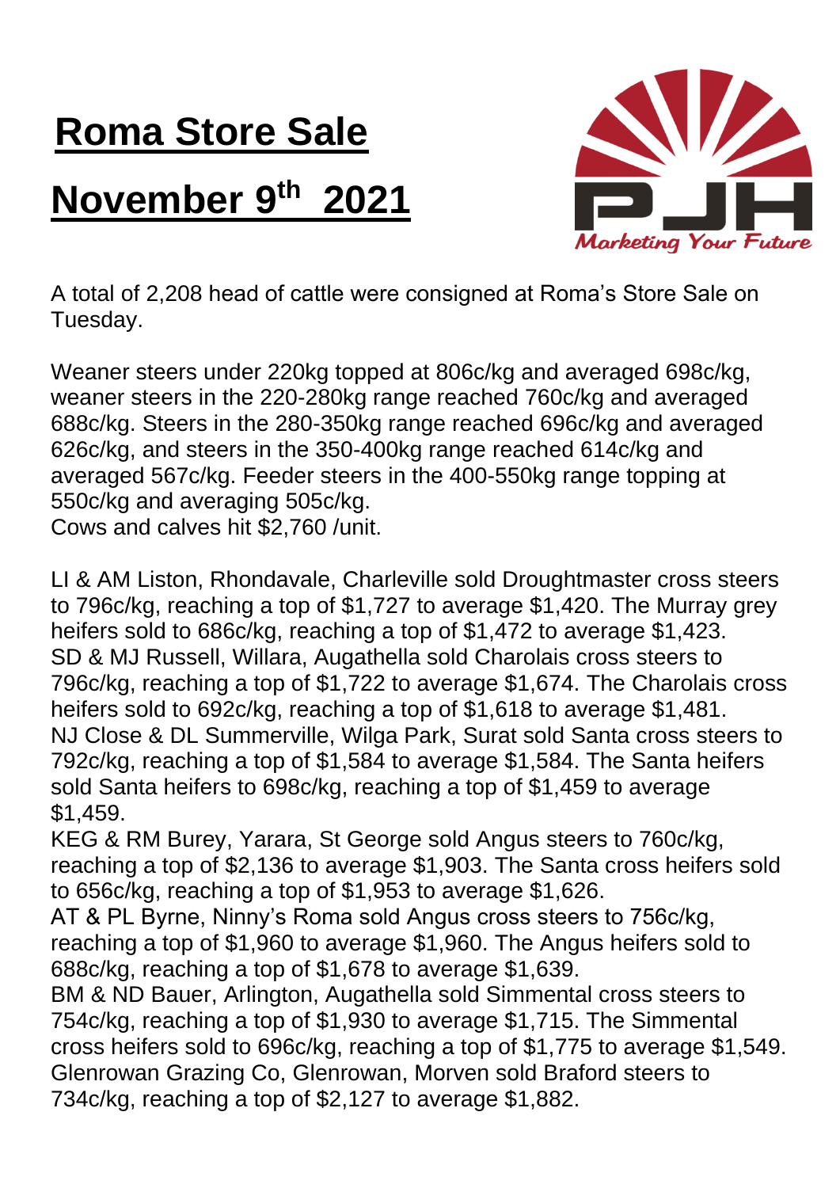# Roma Store Sale

# November 9th 2021

Marketing Your Future

A total of 2,208 head of cattle were consigned at Roma's Store Sale on Tuesday.

Weaner steers under 220kg topped at 806c/kg and averaged 698c/kg, weaner steers in the 220-280kg range reached 760c/kg and averaged 688c/kg. Steers in the 280-350kg range reached 696c/kg and averaged 626c/kg, and steers in the 350-400kg range reached 614c/kg and averaged 567c/kg. Feeder steers in the 400-550kg range topping at 550c/kg and averaging 505c/kg.
Cows and calves hit $2,760 /unit.

LI & AM Liston, Rhondavale, Charleville sold Droughtmaster cross steers to 796c/kg, reaching a top of $1,727 to average $1,420. The Murray grey heifers sold to 686c/kg, reaching a top of $1,472 to average $1,423.
SD & MJ Russell, Willara, Augathella sold Charolais cross steers to 796c/kg, reaching a top of $1,722 to average $1,674. The Charolais cross heifers sold to 692c/kg, reaching a top of $1,618 to average $1,481.
NJ Close & DL Summerville, Wilga Park, Surat sold Santa cross steers to 792c/kg, reaching a top of $1,584 to average $1,584. The Santa heifers sold Santa heifers to 698c/kg, reaching a top of $1,459 to average $1,459.
KEG & RM Burey, Yarara, St George sold Angus steers to 760c/kg, reaching a top of $2,136 to average $1,903. The Santa cross heifers sold to 656c/kg, reaching a top of $1,953 to average $1,626.
AT & PL Byrne, Ninny's Roma sold Angus cross steers to 756c/kg, reaching a top of $1,960 to average $1,960. The Angus heifers sold to 688c/kg, reaching a top of $1,678 to average $1,639.
BM & ND Bauer, Arlington, Augathella sold Simmental cross steers to 754c/kg, reaching a top of $1,930 to average $1,715. The Simmental cross heifers sold to 696c/kg, reaching a top of $1,775 to average $1,549.
Glenrowan Grazing Co, Glenrowan, Morven sold Braford steers to 734c/kg, reaching a top of $2,127 to average $1,882.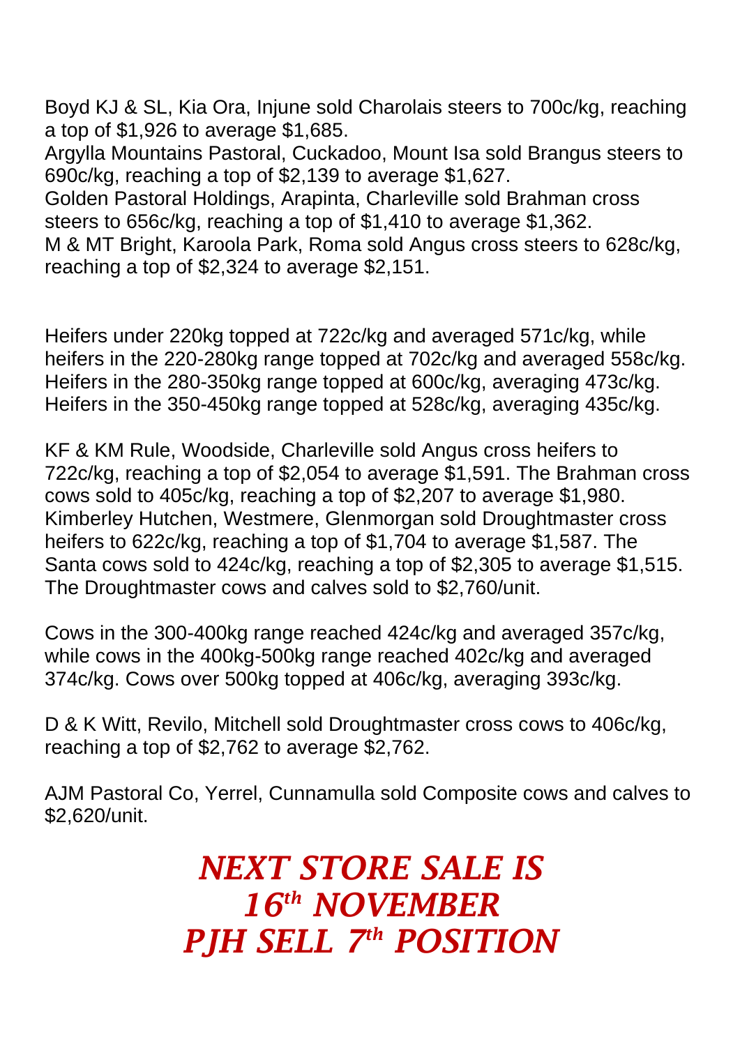Boyd KJ & SL, Kia Ora, Injune sold Charolais steers to 700c/kg, reaching a top of $1,926 to average $1,685.
Argylla Mountains Pastoral, Cuckadoo, Mount Isa sold Brangus steers to 690c/kg, reaching a top of $2,139 to average $1,627.
Golden Pastoral Holdings, Arapinta, Charleville sold Brahman cross steers to 656c/kg, reaching a top of $1,410 to average $1,362.
M & MT Bright, Karoola Park, Roma sold Angus cross steers to 628c/kg, reaching a top of $2,324 to average $2,151.

Heifers under 220kg topped at 722c/kg and averaged 571c/kg, while heifers in the 220-280kg range topped at 702c/kg and averaged 558c/kg. Heifers in the 280-350kg range topped at 600c/kg, averaging 473c/kg. Heifers in the 350-450kg range topped at 528c/kg, averaging 435c/kg.

KF & KM Rule, Woodside, Charleville sold Angus cross heifers to 722c/kg, reaching a top of $2,054 to average $1,591. The Brahman cross cows sold to 405c/kg, reaching a top of $2,207 to average $1,980.
Kimberley Hutchen, Westmere, Glenmorgan sold Droughtmaster cross heifers to 622c/kg, reaching a top of $1,704 to average $1,587. The Santa cows sold to 424c/kg, reaching a top of $2,305 to average $1,515. The Droughtmaster cows and calves sold to $2,760/unit.

Cows in the 300-400kg range reached 424c/kg and averaged 357c/kg, while cows in the 400kg-500kg range reached 402c/kg and averaged 374c/kg. Cows over 500kg topped at 406c/kg, averaging 393c/kg.

D & K Witt, Revilo, Mitchell sold Droughtmaster cross cows to 406c/kg, reaching a top of $2,762 to average $2,762.

AJM Pastoral Co, Yerrel, Cunnamulla sold Composite cows and calves to $2,620/unit.

***NEXT STORE SALE IS***
***16th NOVEMBER***
***PJH SELL 7th POSITION***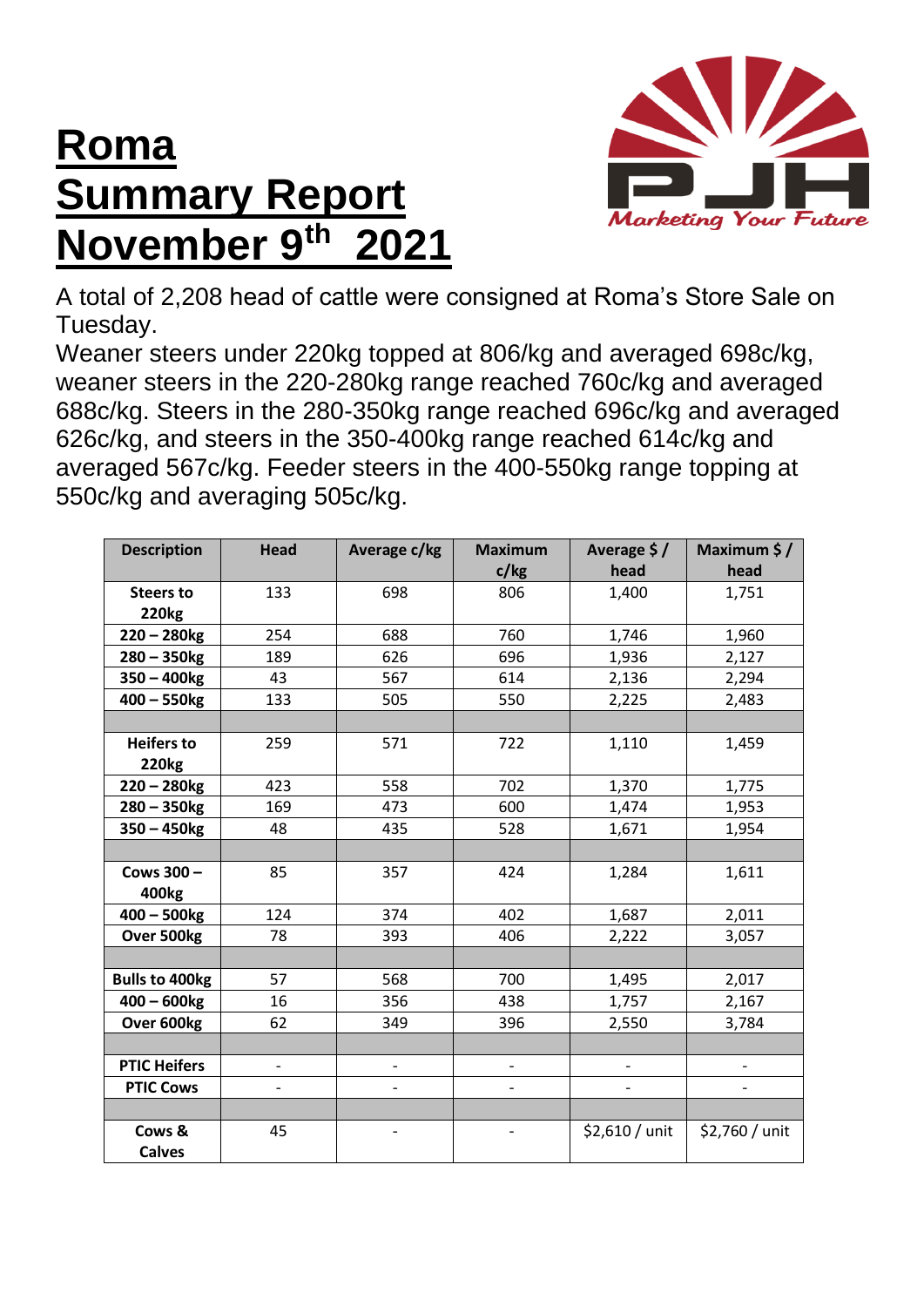# Roma Summary Report November 9th 2021

PJH Marketing Your Future

A total of 2,208 head of cattle were consigned at Roma's Store Sale on Tuesday.

Weaner steers under 220kg topped at 806/kg and averaged 698c/kg, weaner steers in the 220-280kg range reached 760c/kg and averaged 688c/kg. Steers in the 280-350kg range reached 696c/kg and averaged 626c/kg, and steers in the 350-400kg range reached 614c/kg and averaged 567c/kg. Feeder steers in the 400-550kg range topping at 550c/kg and averaging 505c/kg.

| Description | Head | Average c/kg | Maximum c/kg | Average $ / head | Maximum $ / head |
|---|---|---|---|---|---|
| Steers to 220kg | 133 | 698 | 806 | 1,400 | 1,751 |
| 220 – 280kg | 254 | 688 | 760 | 1,746 | 1,960 |
| 280 – 350kg | 189 | 626 | 696 | 1,936 | 2,127 |
| 350 – 400kg | 43 | 567 | 614 | 2,136 | 2,294 |
| 400 – 550kg | 133 | 505 | 550 | 2,225 | 2,483 |
| | | | | | |
| Heifers to 220kg | 259 | 571 | 722 | 1,110 | 1,459 |
| 220 – 280kg | 423 | 558 | 702 | 1,370 | 1,775 |
| 280 – 350kg | 169 | 473 | 600 | 1,474 | 1,953 |
| 350 – 450kg | 48 | 435 | 528 | 1,671 | 1,954 |
| | | | | | |
| Cows 300 – 400kg | 85 | 357 | 424 | 1,284 | 1,611 |
| 400 – 500kg | 124 | 374 | 402 | 1,687 | 2,011 |
| Over 500kg | 78 | 393 | 406 | 2,222 | 3,057 |
| | | | | | |
| Bulls to 400kg | 57 | 568 | 700 | 1,495 | 2,017 |
| 400 – 600kg | 16 | 356 | 438 | 1,757 | 2,167 |
| Over 600kg | 62 | 349 | 396 | 2,550 | 3,784 |
| | | | | | |
| PTIC Heifers | - | - | - | - | - |
| PTIC Cows | - | - | - | - | - |
| | | | | | |
| Cows & Calves | 45 | - | - | $2,610 / unit | $2,760 / unit |